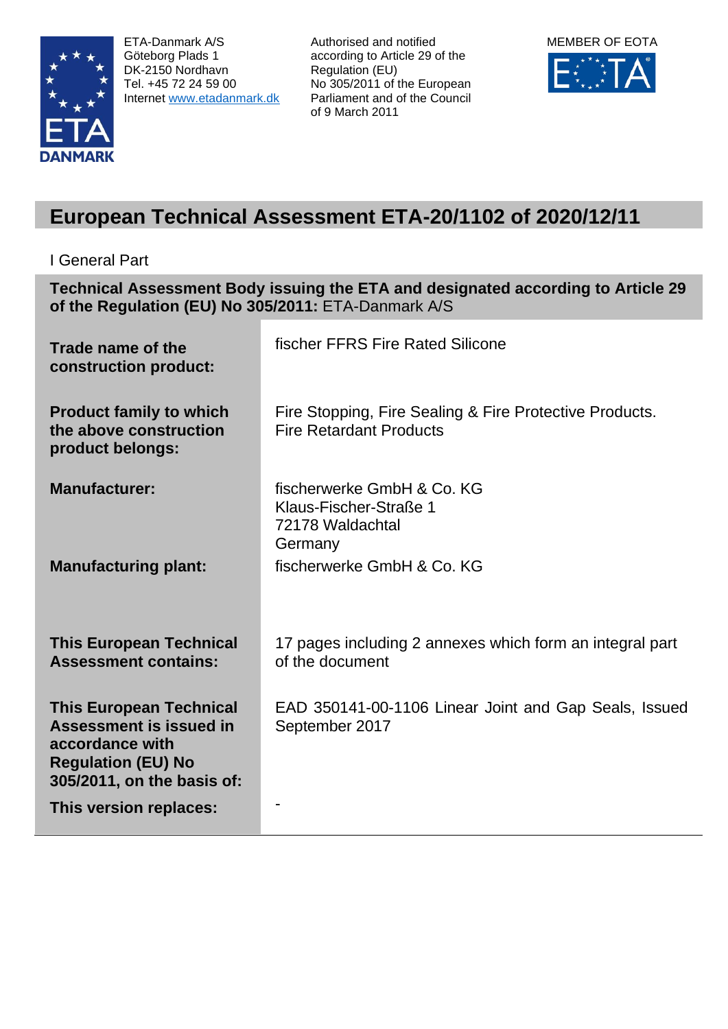ETA-Danmark A/S
Göteborg Plads 1
DK-2150 Nordhavn
Tel. +45 72 24 59 00
Internet www.etadanmark.dk

Authorised and notified according to Article 29 of the Regulation (EU) No 305/2011 of the European Parliament and of the Council of 9 March 2011

MEMBER OF EOTA

# European Technical Assessment ETA-20/1102 of 2020/12/11

I General Part

**Technical Assessment Body issuing the ETA and designated according to Article 29 of the Regulation (EU) No 305/2011:** ETA-Danmark A/S

| | |
|---|---|
| **Trade name of the construction product:** | fischer FFRS Fire Rated Silicone |
| **Product family to which the above construction product belongs:** | Fire Stopping, Fire Sealing & Fire Protective Products. Fire Retardant Products |
| **Manufacturer:** | fischerwerke GmbH & Co. KG<br>Klaus-Fischer-Straße 1<br>72178 Waldachtal<br>Germany |
| **Manufacturing plant:** | fischerwerke GmbH & Co. KG |
| **This European Technical Assessment contains:** | 17 pages including 2 annexes which form an integral part of the document |
| **This European Technical Assessment is issued in accordance with Regulation (EU) No 305/2011, on the basis of:** | EAD 350141-00-1106 Linear Joint and Gap Seals, Issued September 2017 |
| **This version replaces:** | - |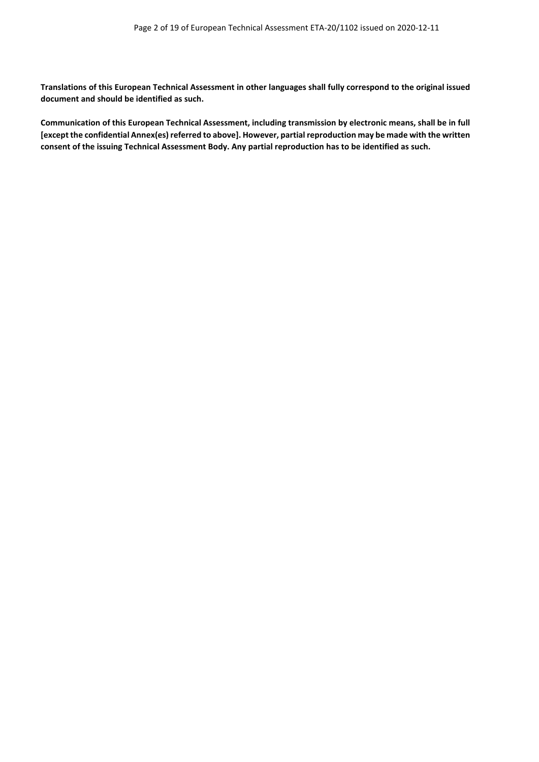**Translations of this European Technical Assessment in other languages shall fully correspond to the original issued document and should be identified as such.**

**Communication of this European Technical Assessment, including transmission by electronic means, shall be in full [except the confidential Annex(es) referred to above]. However, partial reproduction may be made with the written consent of the issuing Technical Assessment Body. Any partial reproduction has to be identified as such.**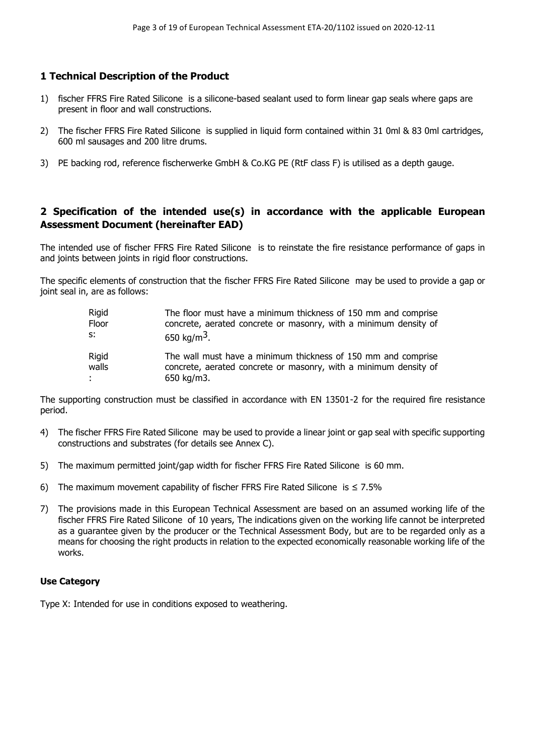## 1 Technical Description of the Product

1) fischer FFRS Fire Rated Silicone is a silicone-based sealant used to form linear gap seals where gaps are present in floor and wall constructions.

2) The fischer FFRS Fire Rated Silicone is supplied in liquid form contained within 31 0ml & 83 0ml cartridges, 600 ml sausages and 200 litre drums.

3) PE backing rod, reference fischerwerke GmbH & Co.KG PE (RtF class F) is utilised as a depth gauge.

## 2 Specification of the intended use(s) in accordance with the applicable European Assessment Document (hereinafter EAD)

The intended use of fischer FFRS Fire Rated Silicone is to reinstate the fire resistance performance of gaps in and joints between joints in rigid floor constructions.

The specific elements of construction that the fischer FFRS Fire Rated Silicone may be used to provide a gap or joint seal in, are as follows:

| | |
|---|---|
| Rigid Floors: | The floor must have a minimum thickness of 150 mm and comprise concrete, aerated concrete or masonry, with a minimum density of 650 kg/m$^3$. |
| Rigid walls: | The wall must have a minimum thickness of 150 mm and comprise concrete, aerated concrete or masonry, with a minimum density of 650 kg/m3. |

The supporting construction must be classified in accordance with EN 13501-2 for the required fire resistance period.

4) The fischer FFRS Fire Rated Silicone may be used to provide a linear joint or gap seal with specific supporting constructions and substrates (for details see Annex C).

5) The maximum permitted joint/gap width for fischer FFRS Fire Rated Silicone is 60 mm.

6) The maximum movement capability of fischer FFRS Fire Rated Silicone is ≤ 7.5%

7) The provisions made in this European Technical Assessment are based on an assumed working life of the fischer FFRS Fire Rated Silicone of 10 years, The indications given on the working life cannot be interpreted as a guarantee given by the producer or the Technical Assessment Body, but are to be regarded only as a means for choosing the right products in relation to the expected economically reasonable working life of the works.

**Use Category**

Type X: Intended for use in conditions exposed to weathering.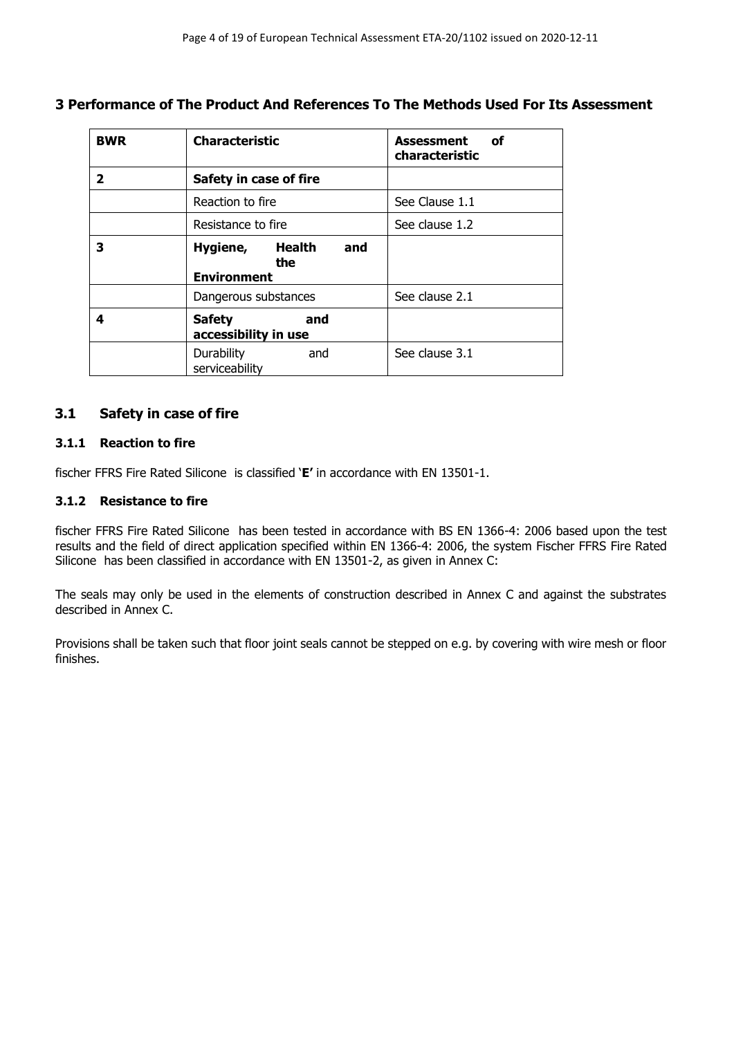## 3 Performance of The Product And References To The Methods Used For Its Assessment

| BWR | Characteristic | Assessment of characteristic |
|---|---|---|
| **2** | **Safety in case of fire** | |
| | Reaction to fire | See Clause 1.1 |
| | Resistance to fire | See clause 1.2 |
| **3** | **Hygiene, Health and the Environment** | |
| | Dangerous substances | See clause 2.1 |
| **4** | **Safety and accessibility in use** | |
| | Durability and serviceability | See clause 3.1 |

### 3.1 Safety in case of fire

#### 3.1.1 Reaction to fire

fischer FFRS Fire Rated Silicone is classified '**E'** in accordance with EN 13501-1.

#### 3.1.2 Resistance to fire

fischer FFRS Fire Rated Silicone has been tested in accordance with BS EN 1366-4: 2006 based upon the test results and the field of direct application specified within EN 1366-4: 2006, the system Fischer FFRS Fire Rated Silicone has been classified in accordance with EN 13501-2, as given in Annex C:

The seals may only be used in the elements of construction described in Annex C and against the substrates described in Annex C.

Provisions shall be taken such that floor joint seals cannot be stepped on e.g. by covering with wire mesh or floor finishes.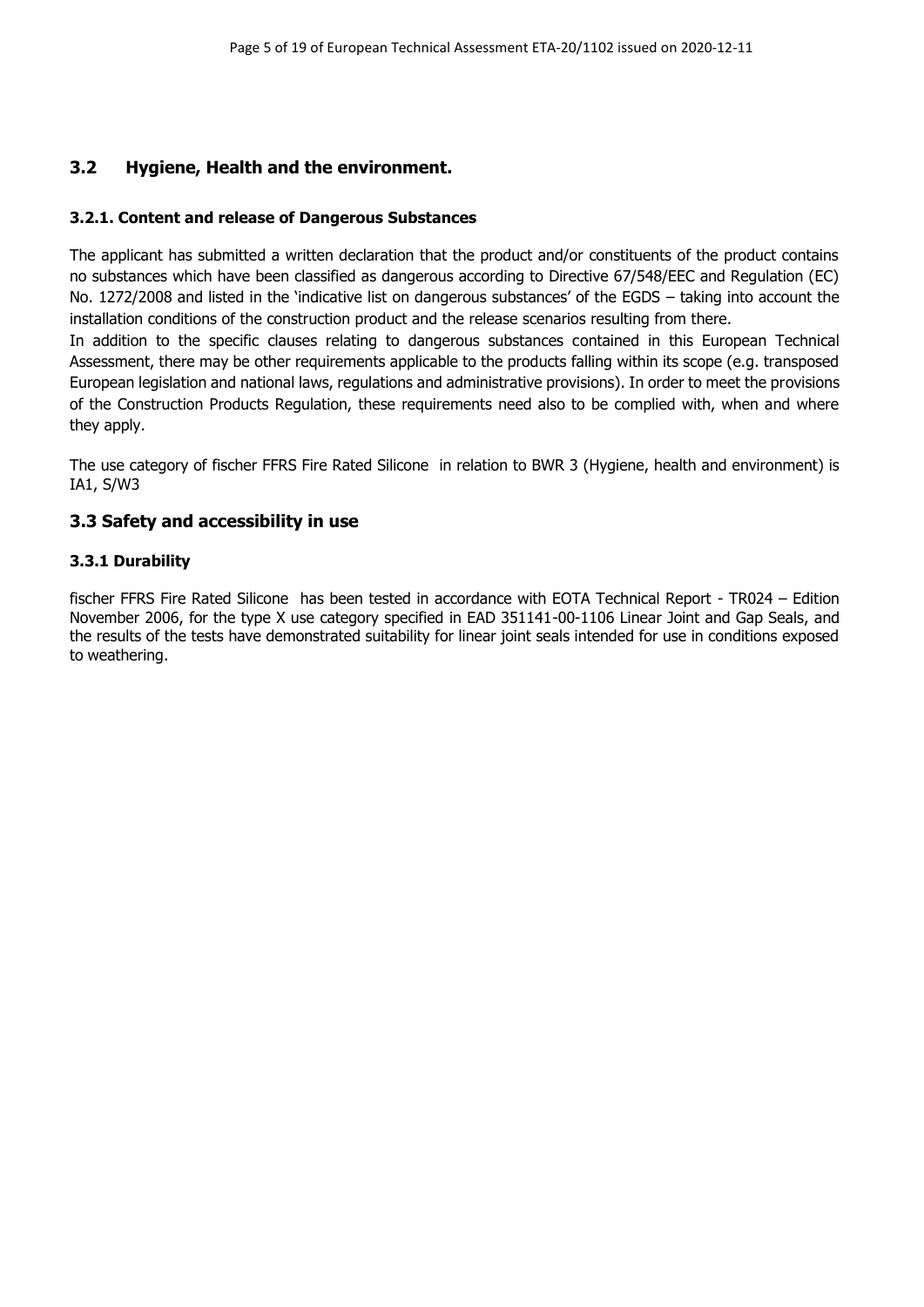## 3.2 Hygiene, Health and the environment.

### 3.2.1. Content and release of Dangerous Substances

The applicant has submitted a written declaration that the product and/or constituents of the product contains no substances which have been classified as dangerous according to Directive 67/548/EEC and Regulation (EC) No. 1272/2008 and listed in the 'indicative list on dangerous substances' of the EGDS – taking into account the installation conditions of the construction product and the release scenarios resulting from there.

In addition to the specific clauses relating to dangerous substances contained in this European Technical Assessment, there may be other requirements applicable to the products falling within its scope (e.g. transposed European legislation and national laws, regulations and administrative provisions). In order to meet the provisions of the Construction Products Regulation, these requirements need also to be complied with, when and where they apply.

The use category of fischer FFRS Fire Rated Silicone in relation to BWR 3 (Hygiene, health and environment) is IA1, S/W3

## 3.3 Safety and accessibility in use

### 3.3.1 Durability

fischer FFRS Fire Rated Silicone has been tested in accordance with EOTA Technical Report - TR024 – Edition November 2006, for the type X use category specified in EAD 351141-00-1106 Linear Joint and Gap Seals, and the results of the tests have demonstrated suitability for linear joint seals intended for use in conditions exposed to weathering.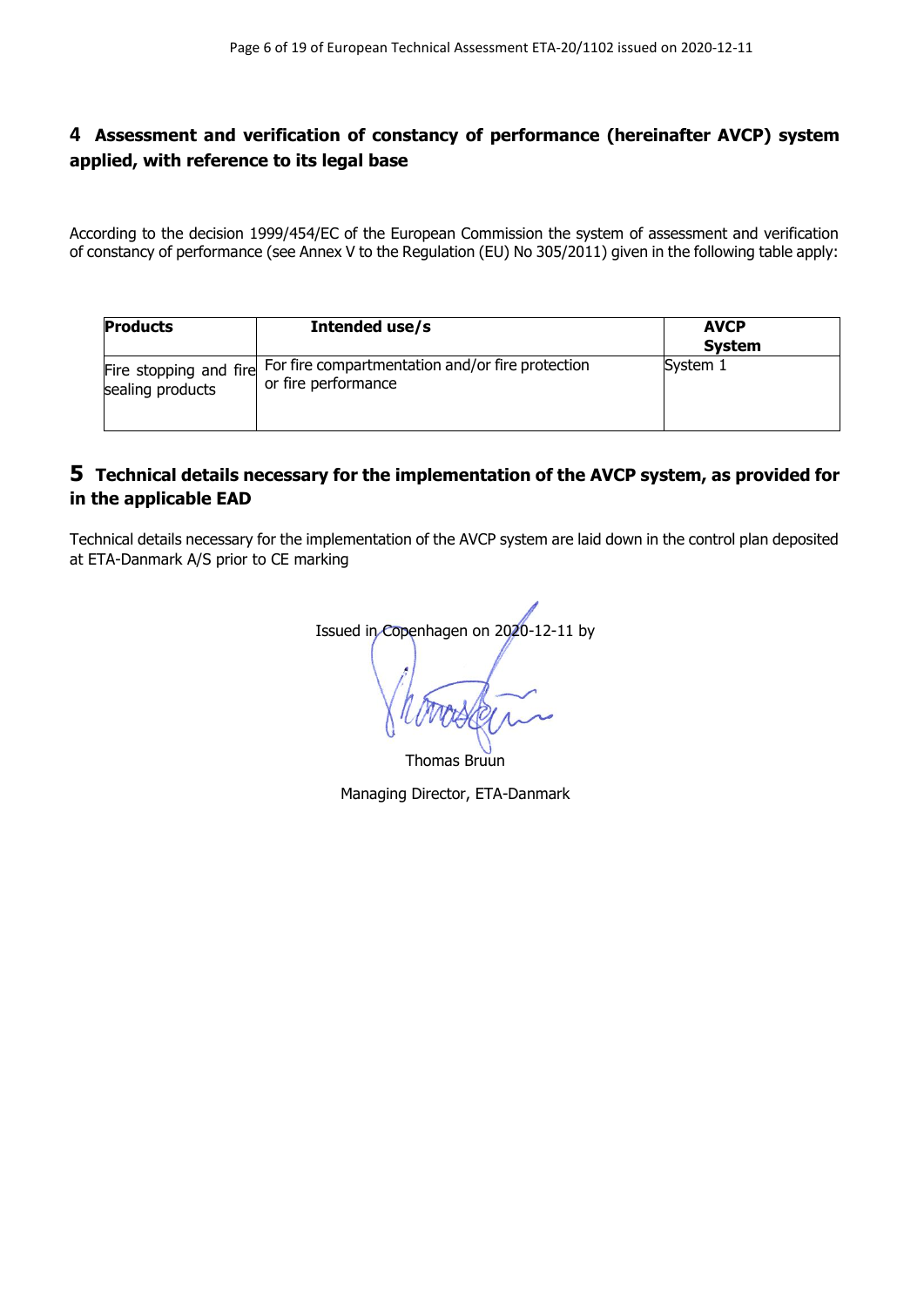## 4 Assessment and verification of constancy of performance (hereinafter AVCP) system applied, with reference to its legal base

According to the decision 1999/454/EC of the European Commission the system of assessment and verification of constancy of performance (see Annex V to the Regulation (EU) No 305/2011) given in the following table apply:

| Products | Intended use/s | AVCP System |
|---|---|---|
| Fire stopping and fire sealing products | For fire compartmentation and/or fire protection or fire performance | System 1 |

## 5 Technical details necessary for the implementation of the AVCP system, as provided for in the applicable EAD

Technical details necessary for the implementation of the AVCP system are laid down in the control plan deposited at ETA-Danmark A/S prior to CE marking

Issued in Copenhagen on 2020-12-11 by

Thomas Bruun

Managing Director, ETA-Danmark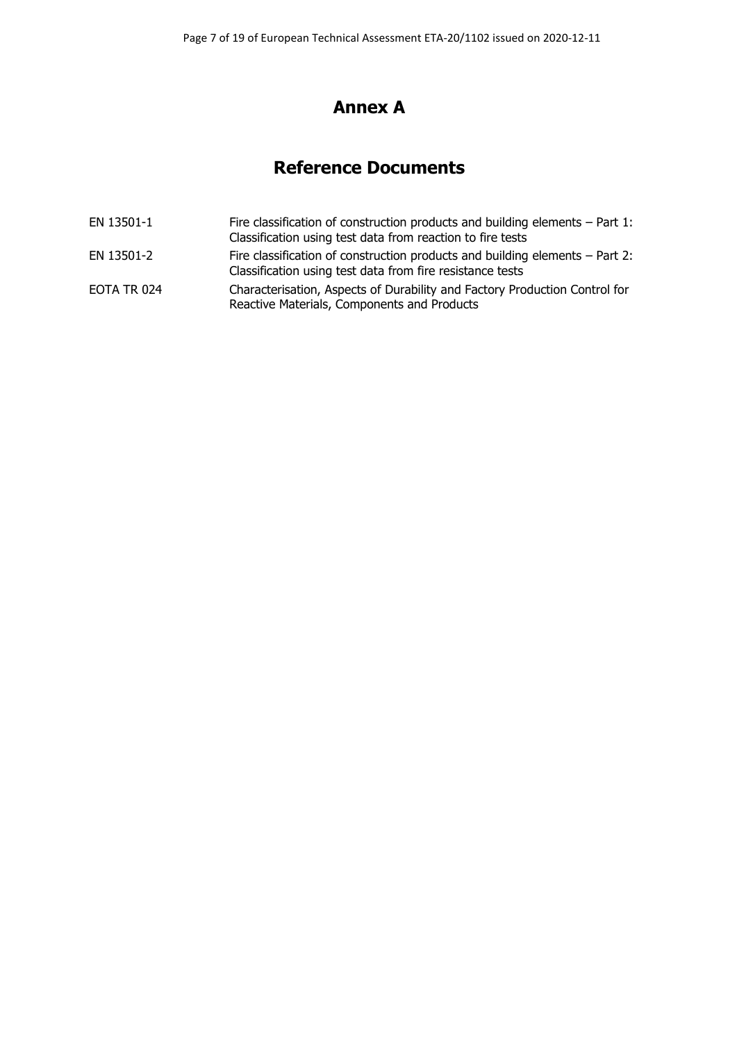# Annex A

## Reference Documents

| | |
|---|---|
| EN 13501-1 | Fire classification of construction products and building elements – Part 1: Classification using test data from reaction to fire tests |
| EN 13501-2 | Fire classification of construction products and building elements – Part 2: Classification using test data from fire resistance tests |
| EOTA TR 024 | Characterisation, Aspects of Durability and Factory Production Control for Reactive Materials, Components and Products |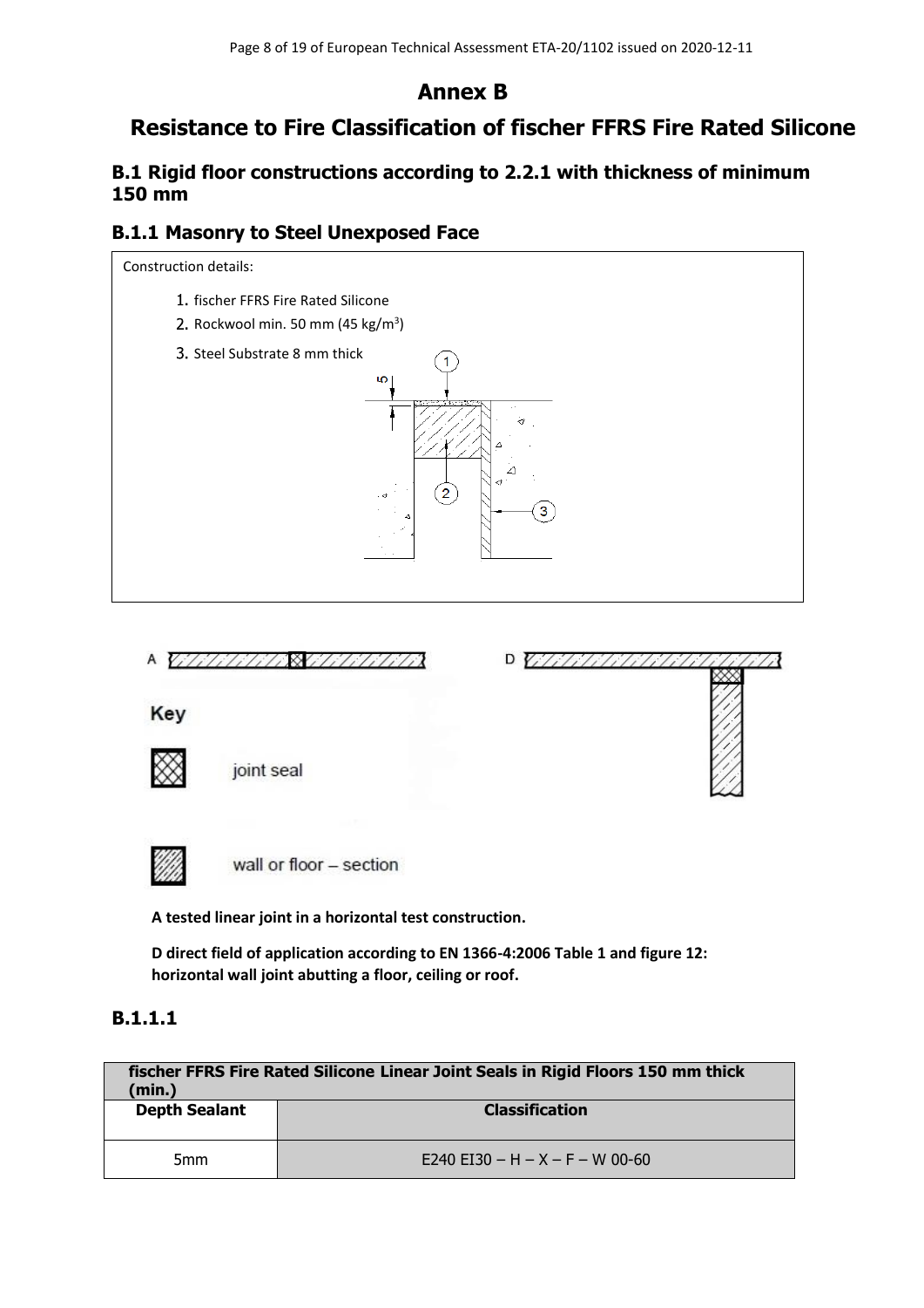# Annex B

## Resistance to Fire Classification of fischer FFRS Fire Rated Silicone

### B.1 Rigid floor constructions according to 2.2.1 with thickness of minimum 150 mm

### B.1.1 Masonry to Steel Unexposed Face

Construction details:

1. fischer FFRS Fire Rated Silicone
2. Rockwool min. 50 mm (45 kg/m³)
3. Steel Substrate 8 mm thick

Key

joint seal

wall or floor – section

**A tested linear joint in a horizontal test construction.**

**D direct field of application according to EN 1366-4:2006 Table 1 and figure 12: horizontal wall joint abutting a floor, ceiling or roof.**

### B.1.1.1

| fischer FFRS Fire Rated Silicone Linear Joint Seals in Rigid Floors 150 mm thick (min.) | |
|---|---|
| **Depth Sealant** | **Classification** |
| 5mm | E240 EI30 – H – X – F – W 00-60 |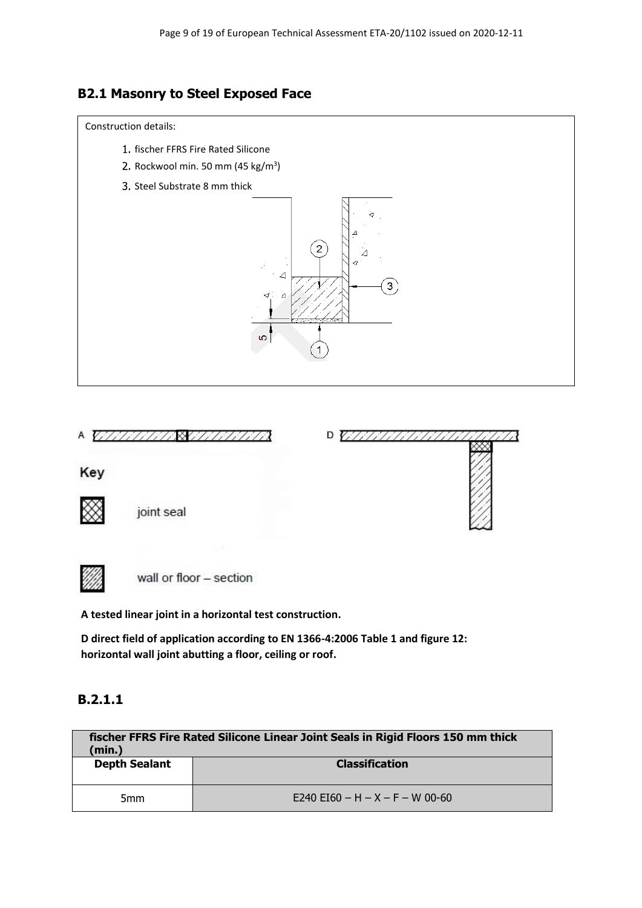## B2.1 Masonry to Steel Exposed Face

Construction details:

1. fischer FFRS Fire Rated Silicone
2. Rockwool min. 50 mm (45 kg/m[3])
3. Steel Substrate 8 mm thick

Key

joint seal

wall or floor – section

**A tested linear joint in a horizontal test construction.**

**D direct field of application according to EN 1366-4:2006 Table 1 and figure 12: horizontal wall joint abutting a floor, ceiling or roof.**

### B.2.1.1

| fischer FFRS Fire Rated Silicone Linear Joint Seals in Rigid Floors 150 mm thick (min.) | |
|---|---|
| **Depth Sealant** | **Classification** |
| 5mm | E240 EI60 – H – X – F – W 00-60 |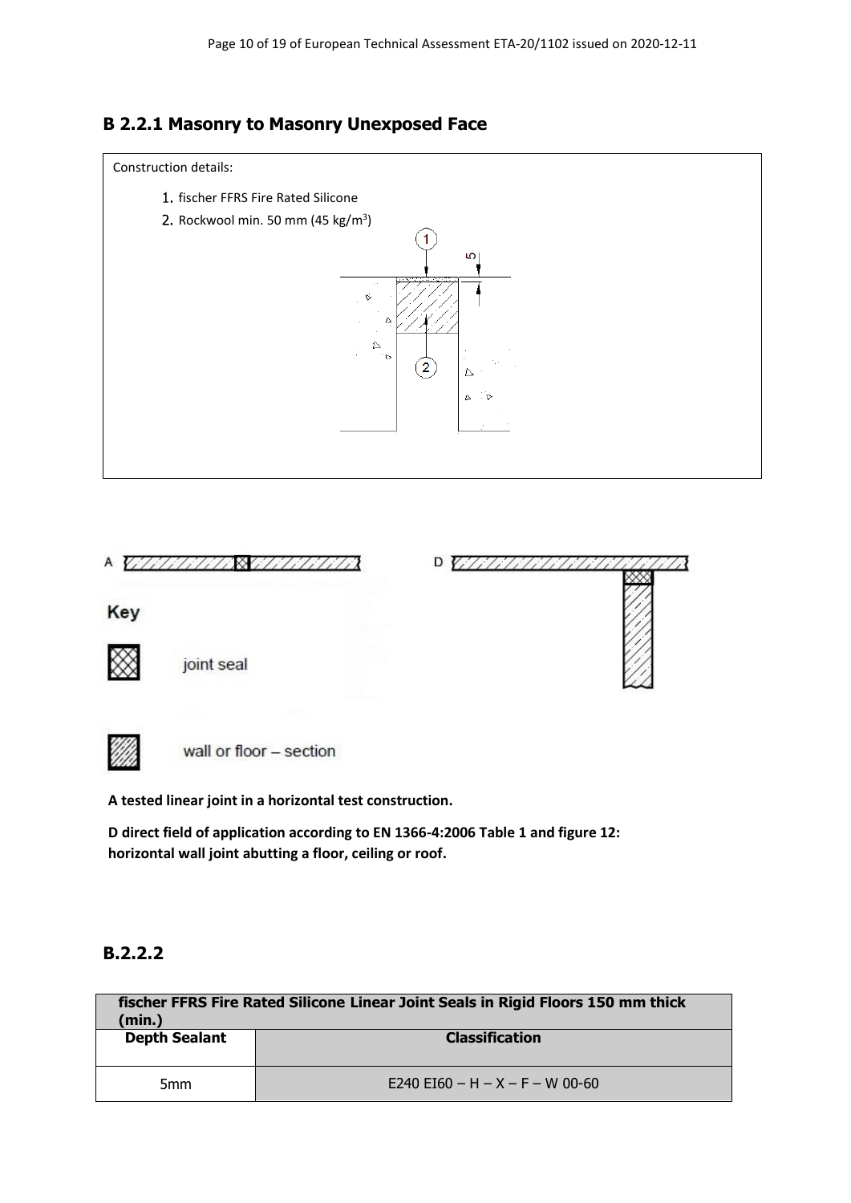## B 2.2.1 Masonry to Masonry Unexposed Face

Construction details:

1. fischer FFRS Fire Rated Silicone
2. Rockwool min. 50 mm (45 kg/m³)

Key

joint seal

wall or floor – section

**A tested linear joint in a horizontal test construction.**

**D direct field of application according to EN 1366-4:2006 Table 1 and figure 12: horizontal wall joint abutting a floor, ceiling or roof.**

## B.2.2.2

| fischer FFRS Fire Rated Silicone Linear Joint Seals in Rigid Floors 150 mm thick (min.) | |
|---|---|
| **Depth Sealant** | **Classification** |
| 5mm | E240 EI60 – H – X – F – W 00-60 |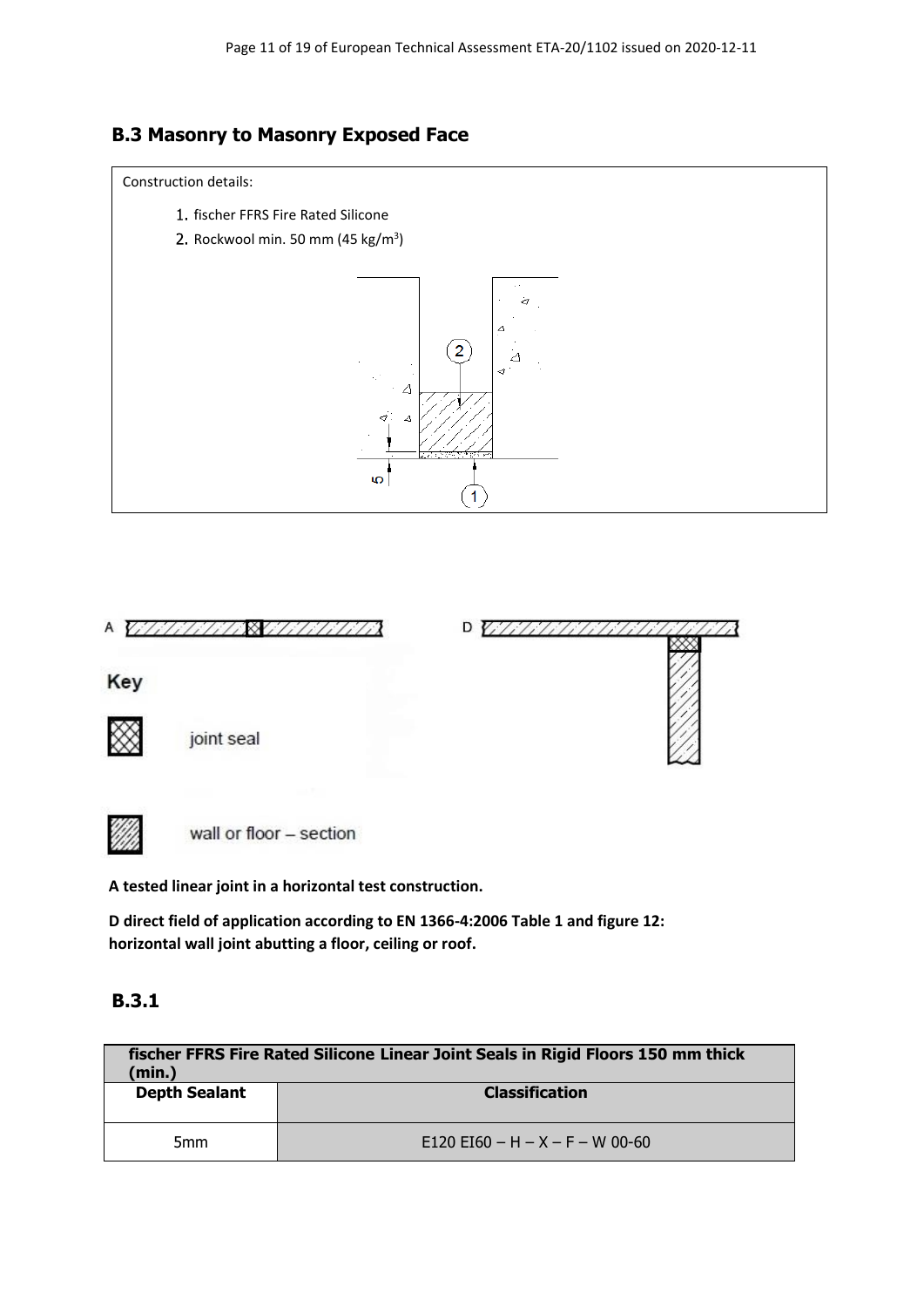## B.3 Masonry to Masonry Exposed Face

Construction details:

1. fischer FFRS Fire Rated Silicone
2. Rockwool min. 50 mm (45 kg/m³)

Key

joint seal

wall or floor – section

**A tested linear joint in a horizontal test construction.**

**D direct field of application according to EN 1366-4:2006 Table 1 and figure 12: horizontal wall joint abutting a floor, ceiling or roof.**

### B.3.1

| fischer FFRS Fire Rated Silicone Linear Joint Seals in Rigid Floors 150 mm thick (min.) | |
|---|---|
| **Depth Sealant** | **Classification** |
| 5mm | E120 EI60 – H – X – F – W 00-60 |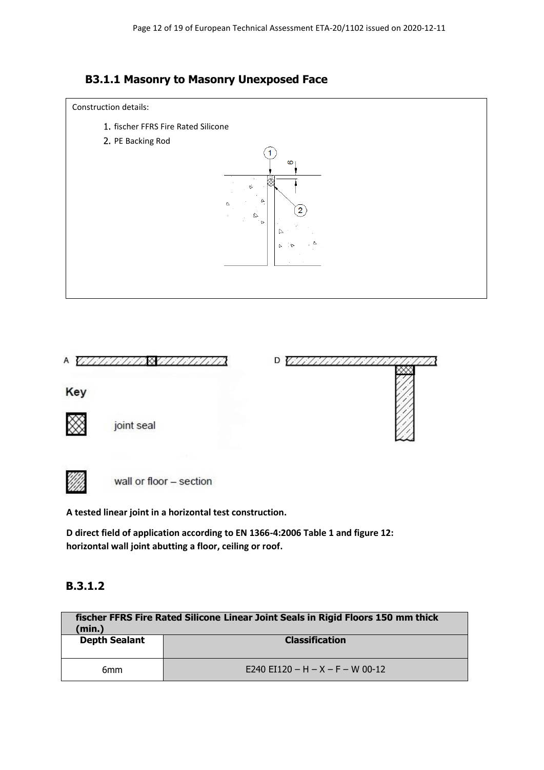### B3.1.1 Masonry to Masonry Unexposed Face

Construction details:

1. fischer FFRS Fire Rated Silicone
2. PE Backing Rod

Key

joint seal

wall or floor – section

**A tested linear joint in a horizontal test construction.**

**D direct field of application according to EN 1366-4:2006 Table 1 and figure 12: horizontal wall joint abutting a floor, ceiling or roof.**

### B.3.1.2

| fischer FFRS Fire Rated Silicone Linear Joint Seals in Rigid Floors 150 mm thick (min.) | |
|---|---|
| **Depth Sealant** | **Classification** |
| 6mm | E240 EI120 – H – X – F – W 00-12 |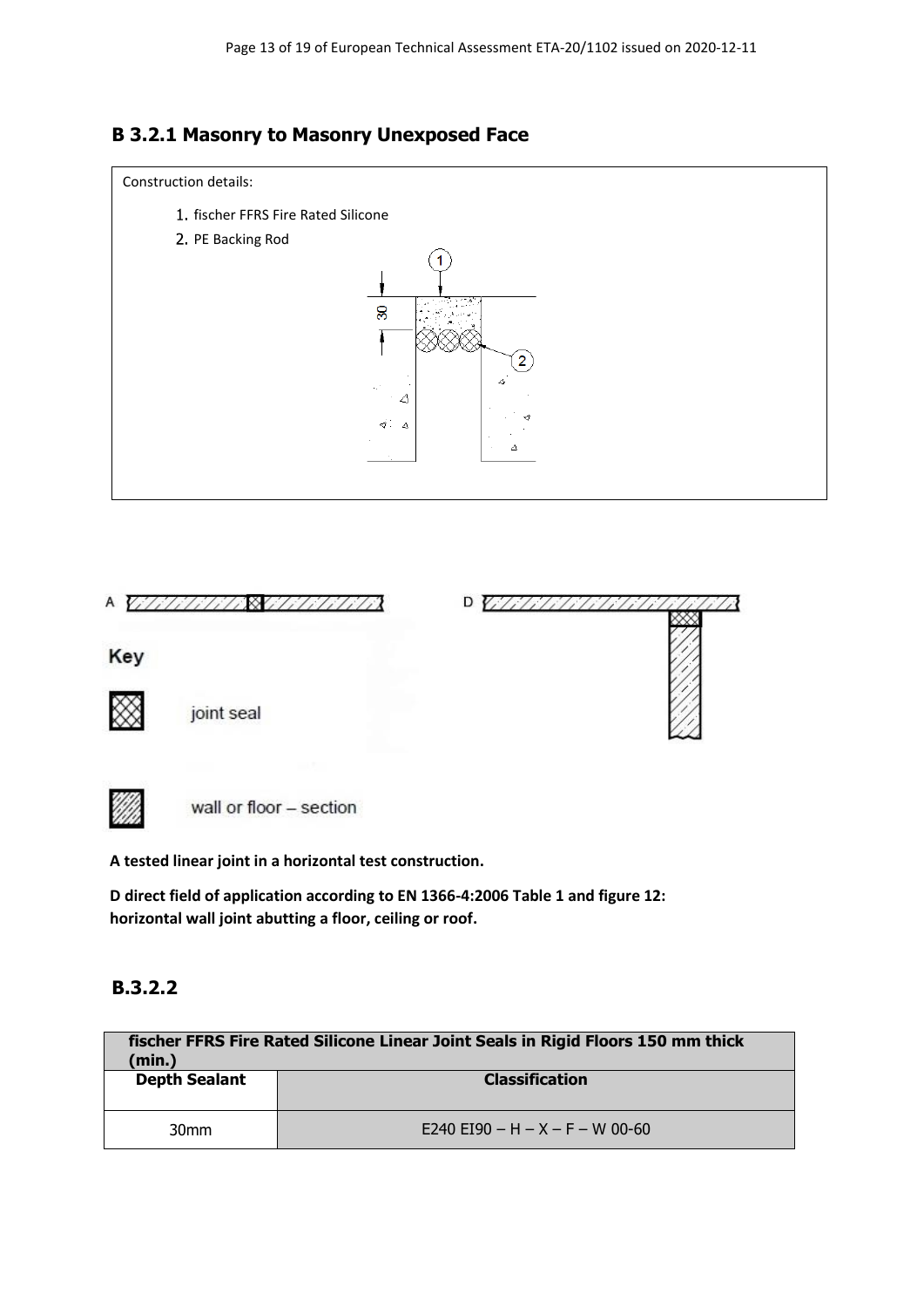## B 3.2.1 Masonry to Masonry Unexposed Face

Construction details:

1. fischer FFRS Fire Rated Silicone
2. PE Backing Rod

30

Key

joint seal

wall or floor – section

**A tested linear joint in a horizontal test construction.**

**D direct field of application according to EN 1366-4:2006 Table 1 and figure 12: horizontal wall joint abutting a floor, ceiling or roof.**

## B.3.2.2

| fischer FFRS Fire Rated Silicone Linear Joint Seals in Rigid Floors 150 mm thick (min.) | |
|---|---|
| **Depth Sealant** | **Classification** |
| 30mm | E240 EI90 – H – X – F – W 00-60 |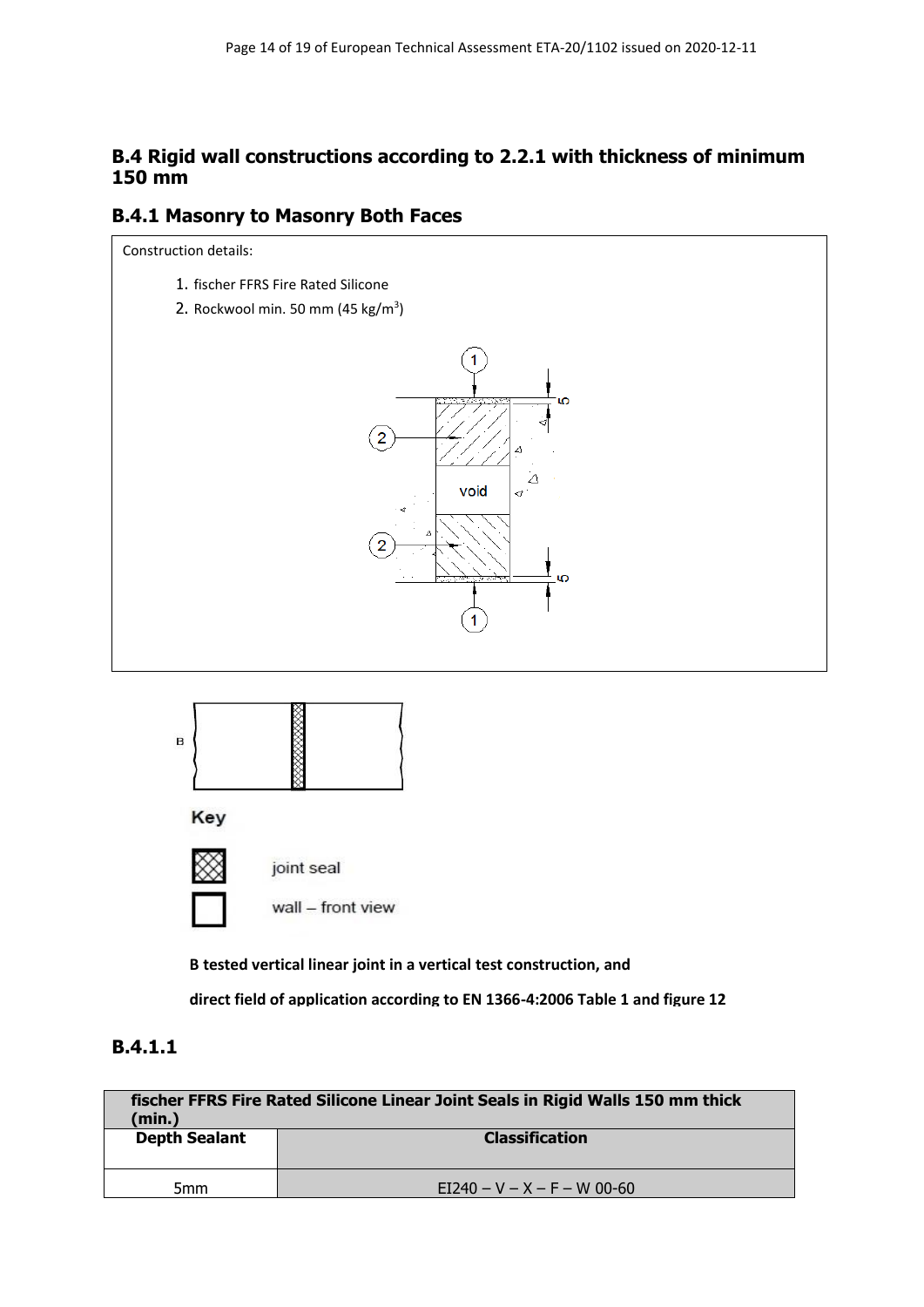## B.4 Rigid wall constructions according to 2.2.1 with thickness of minimum 150 mm

### B.4.1 Masonry to Masonry Both Faces

Construction details:

1. fischer FFRS Fire Rated Silicone
2. Rockwool min. 50 mm (45 kg/m$^3$)

Key

joint seal

wall – front view

**B tested vertical linear joint in a vertical test construction, and**

**direct field of application according to EN 1366-4:2006 Table 1 and figure 12**

### B.4.1.1

| fischer FFRS Fire Rated Silicone Linear Joint Seals in Rigid Walls 150 mm thick (min.) | |
|---|---|
| **Depth Sealant** | **Classification** |
| 5mm | EI240 – V – X – F – W 00-60 |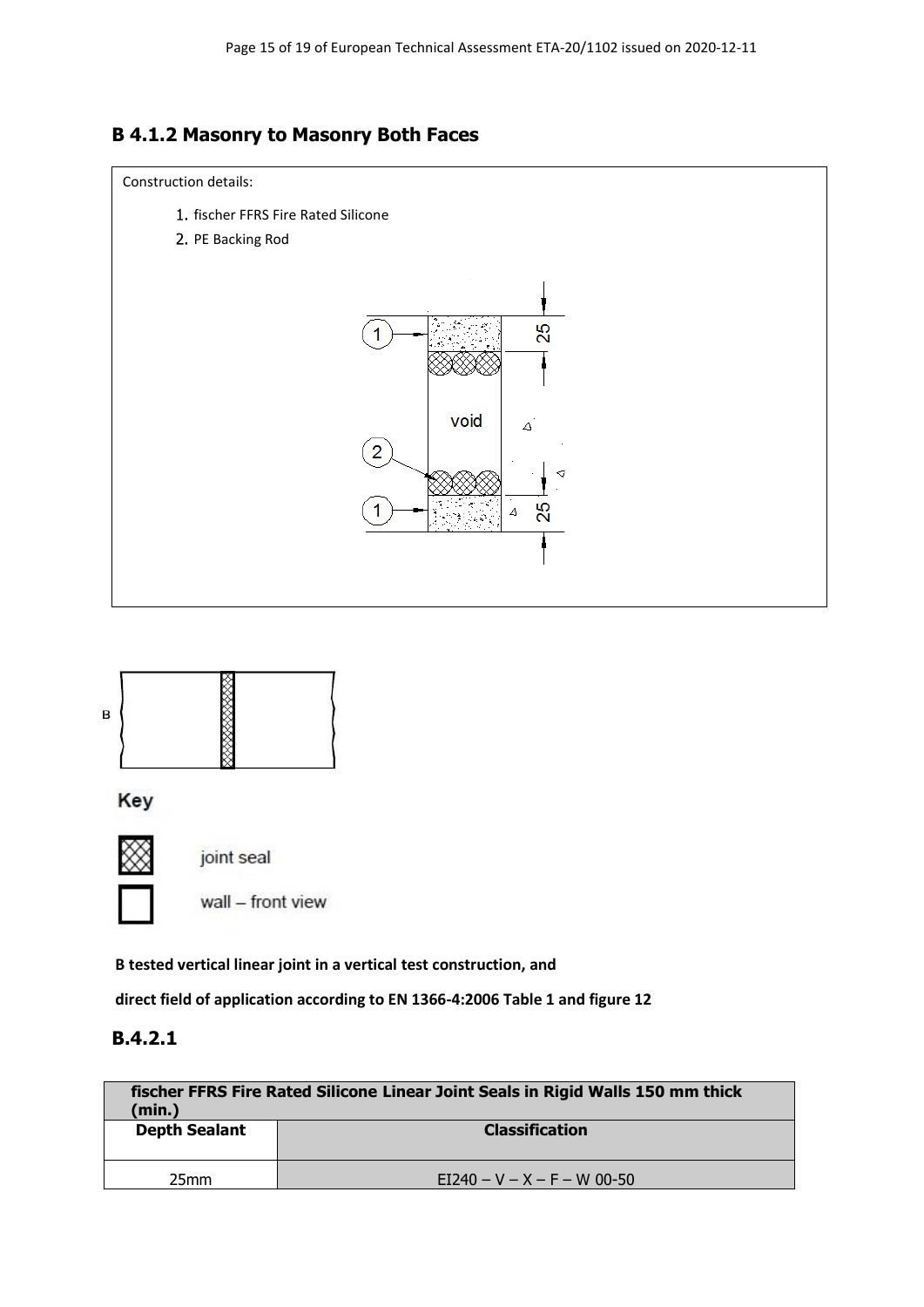## B 4.1.2 Masonry to Masonry Both Faces

Construction details:

1. fischer FFRS Fire Rated Silicone
2. PE Backing Rod

Key

joint seal

wall – front view

**B tested vertical linear joint in a vertical test construction, and**

**direct field of application according to EN 1366-4:2006 Table 1 and figure 12**

## B.4.2.1

| fischer FFRS Fire Rated Silicone Linear Joint Seals in Rigid Walls 150 mm thick (min.) | |
|---|---|
| **Depth Sealant** | **Classification** |
| 25mm | EI240 – V – X – F – W 00-50 |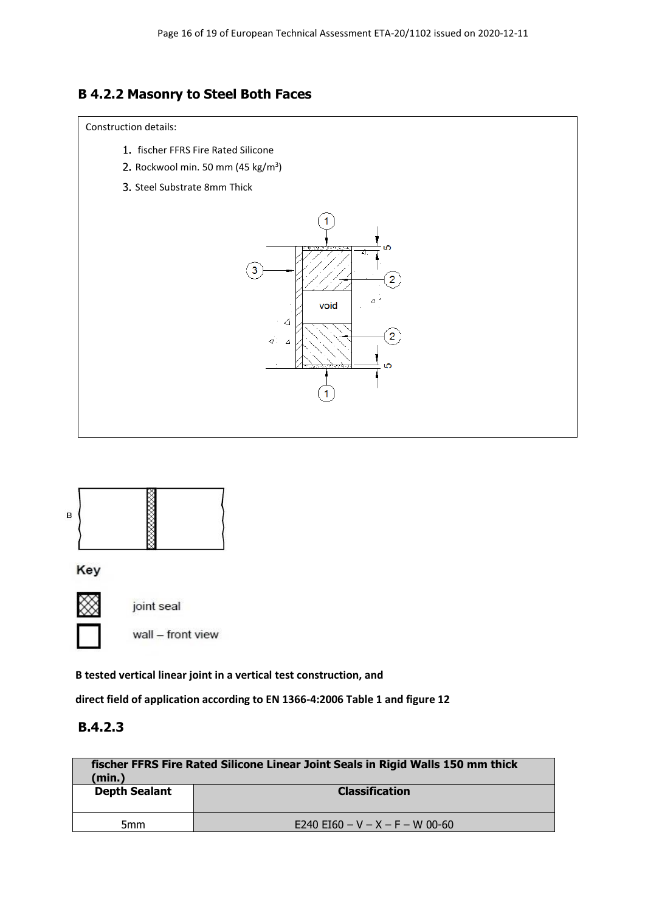## B 4.2.2 Masonry to Steel Both Faces

Construction details:

1. fischer FFRS Fire Rated Silicone
2. Rockwool min. 50 mm (45 kg/m$^3$)
3. Steel Substrate 8mm Thick

Key

joint seal

wall – front view

**B tested vertical linear joint in a vertical test construction, and**

**direct field of application according to EN 1366-4:2006 Table 1 and figure 12**

## B.4.2.3

| fischer FFRS Fire Rated Silicone Linear Joint Seals in Rigid Walls 150 mm thick (min.) | |
|---|---|
| **Depth Sealant** | **Classification** |
| 5mm | E240 EI60 – V – X – F – W 00-60 |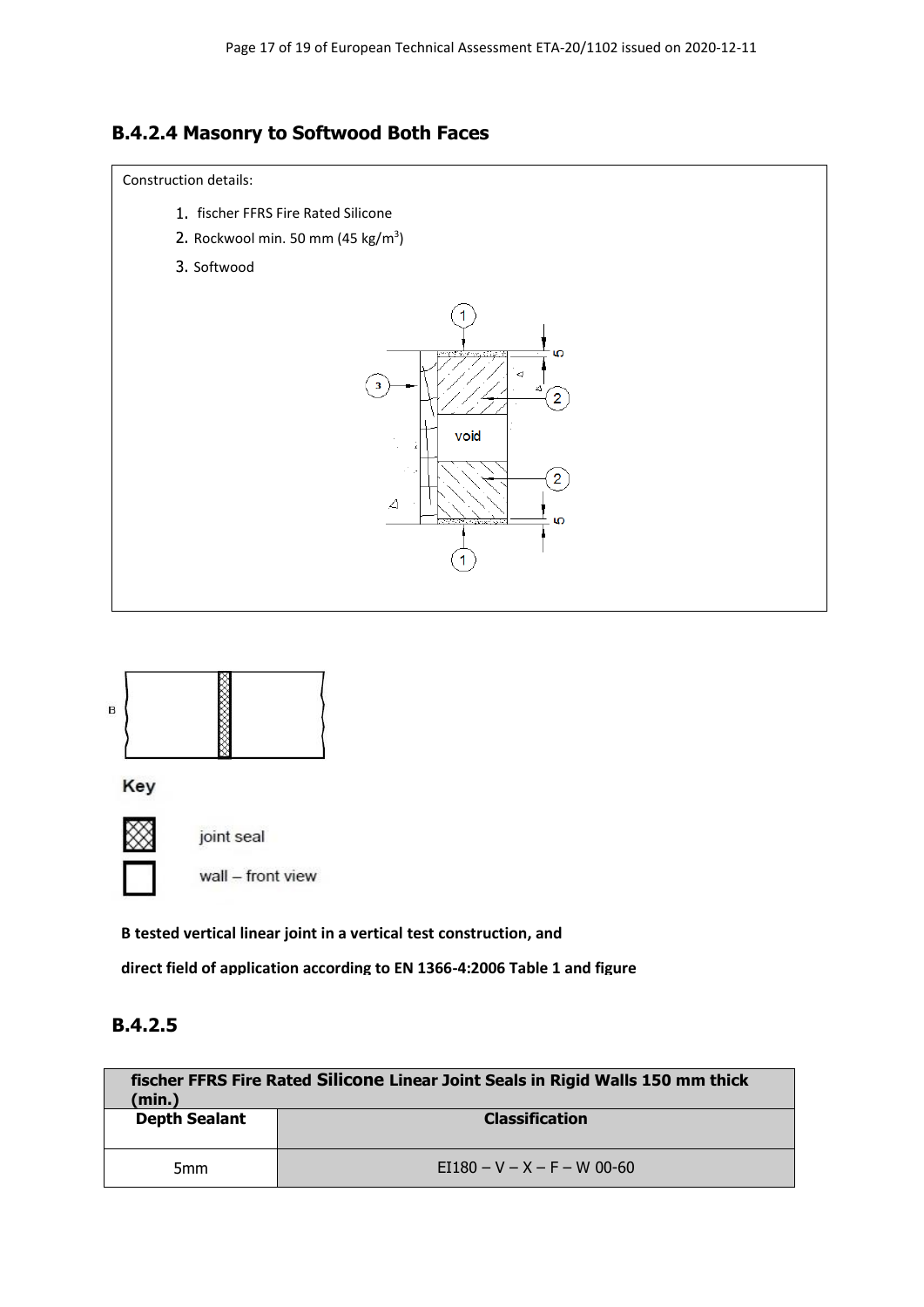### B.4.2.4 Masonry to Softwood Both Faces

Construction details:

1. fischer FFRS Fire Rated Silicone
2. Rockwool min. 50 mm (45 kg/m$^3$)
3. Softwood

Key

joint seal

wall – front view

**B tested vertical linear joint in a vertical test construction, and**

**direct field of application according to EN 1366-4:2006 Table 1 and figure**

### B.4.2.5

| fischer FFRS Fire Rated Silicone Linear Joint Seals in Rigid Walls 150 mm thick (min.) | |
|---|---|
| **Depth Sealant** | **Classification** |
| 5mm | EI180 – V – X – F – W 00-60 |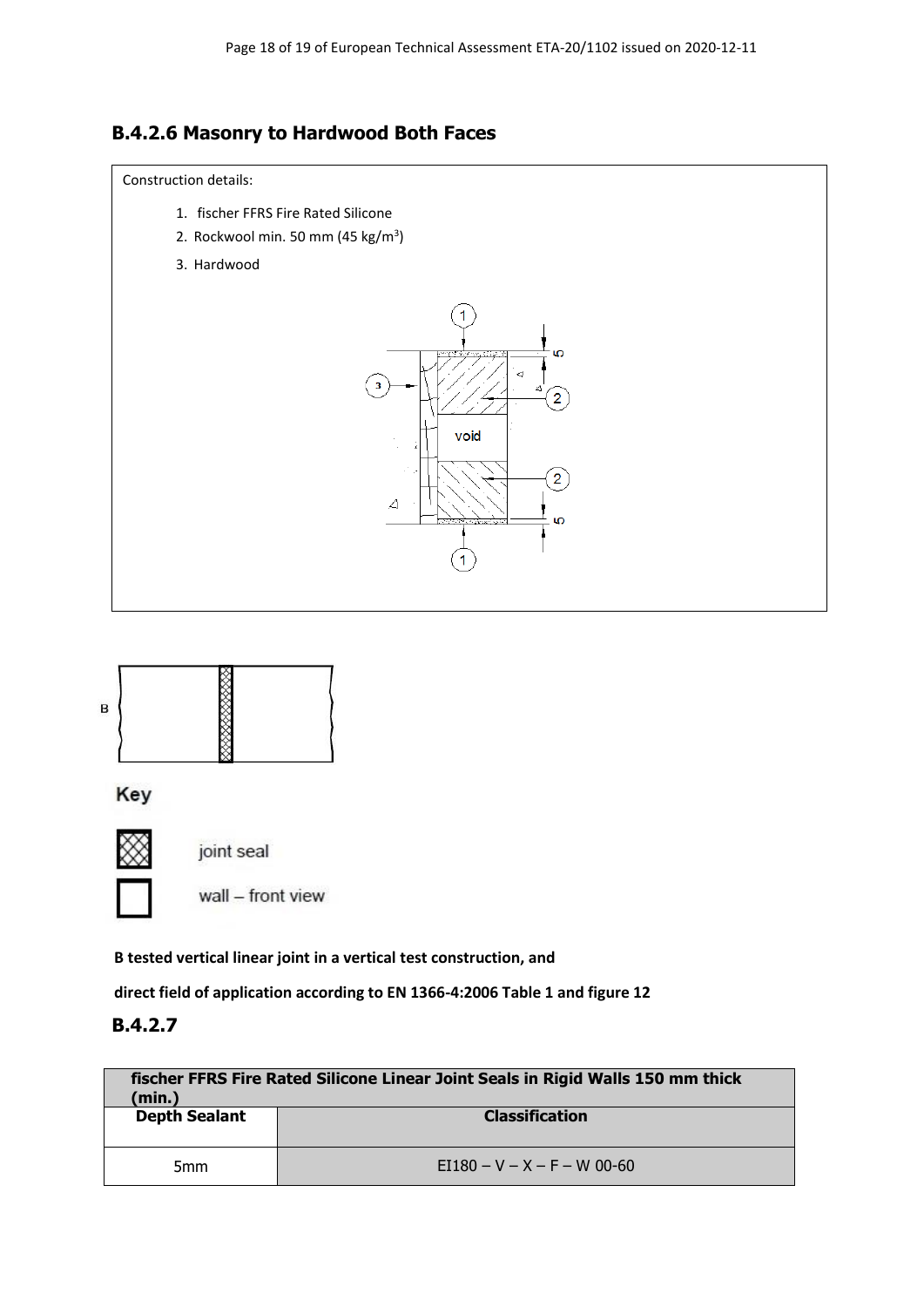## B.4.2.6 Masonry to Hardwood Both Faces

Construction details:

1. fischer FFRS Fire Rated Silicone
2. Rockwool min. 50 mm (45 kg/m$^3$)
3. Hardwood

Key

joint seal

wall – front view

**B tested vertical linear joint in a vertical test construction, and**

**direct field of application according to EN 1366-4:2006 Table 1 and figure 12**

## B.4.2.7

| fischer FFRS Fire Rated Silicone Linear Joint Seals in Rigid Walls 150 mm thick (min.) | |
|---|---|
| **Depth Sealant** | **Classification** |
| 5mm | EI180 – V – X – F – W 00-60 |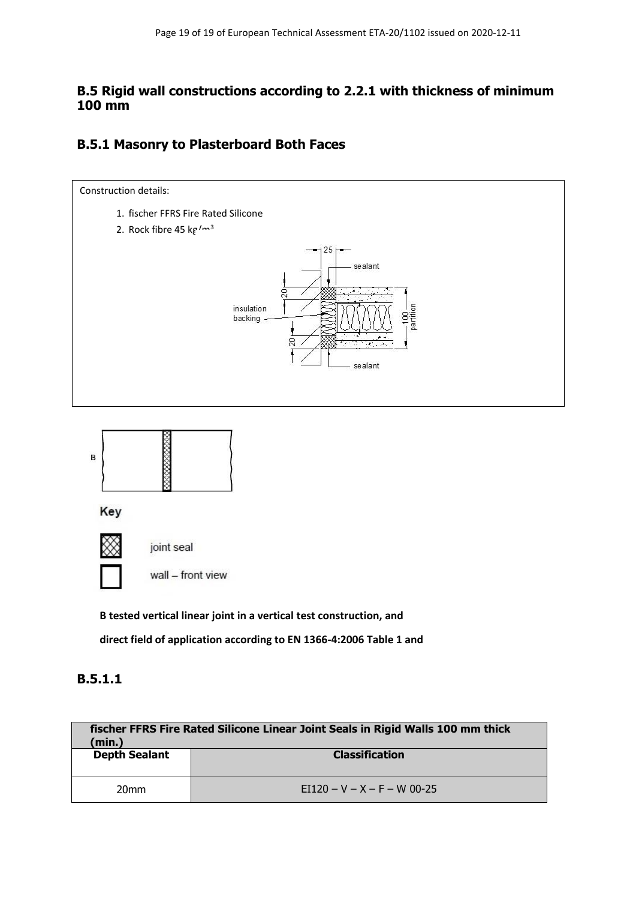## B.5 Rigid wall constructions according to 2.2.1 with thickness of minimum 100 mm

## B.5.1 Masonry to Plasterboard Both Faces

Construction details:

1. fischer FFRS Fire Rated Silicone
2. Rock fibre 45 kg/m³

25

sealant

20

insulation backing

100 partition

20

sealant

B

Key

joint seal

wall – front view

**B tested vertical linear joint in a vertical test construction, and**

**direct field of application according to EN 1366-4:2006 Table 1 and**

### B.5.1.1

| fischer FFRS Fire Rated Silicone Linear Joint Seals in Rigid Walls 100 mm thick (min.) | |
|---|---|
| **Depth Sealant** | **Classification** |
| 20mm | EI120 – V – X – F – W 00-25 |